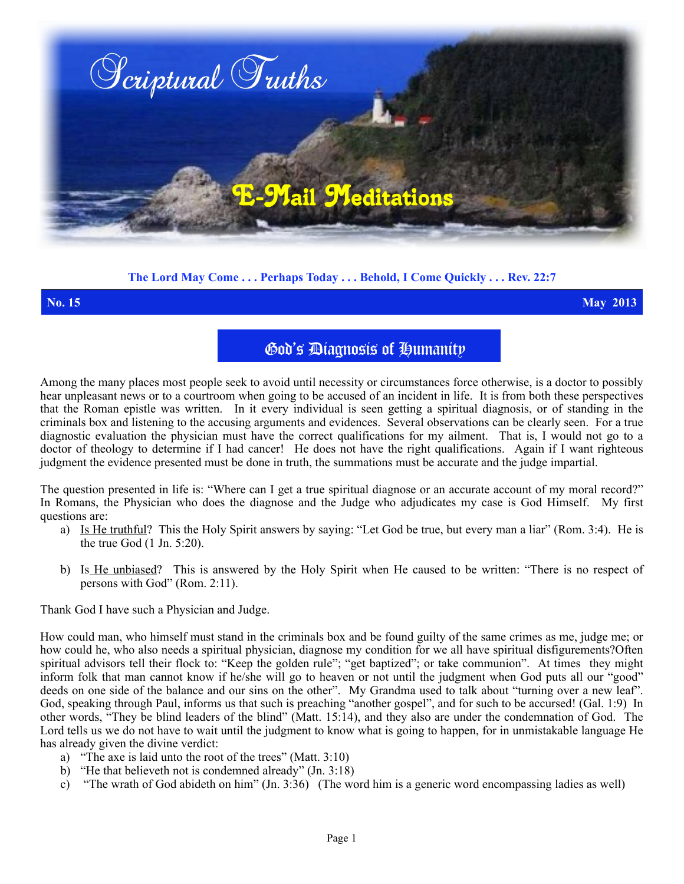# Scriptural Truths

## E-Mail Meditations

**The Lord May Come . . . Perhaps Today . . . Behold, I Come Quickly . . . Rev. 22:7**

**No. 15** **May 2013**

## God's Diagnosis of Humanity

Among the many places most people seek to avoid until necessity or circumstances force otherwise, is a doctor to possibly hear unpleasant news or to a courtroom when going to be accused of an incident in life. It is from both these perspectives that the Roman epistle was written. In it every individual is seen getting a spiritual diagnosis, or of standing in the criminals box and listening to the accusing arguments and evidences. Several observations can be clearly seen. For a true diagnostic evaluation the physician must have the correct qualifications for my ailment. That is, I would not go to a doctor of theology to determine if I had cancer! He does not have the right qualifications. Again if I want righteous judgment the evidence presented must be done in truth, the summations must be accurate and the judge impartial.

The question presented in life is: "Where can I get a true spiritual diagnose or an accurate account of my moral record?" In Romans, the Physician who does the diagnose and the Judge who adjudicates my case is God Himself. My first questions are:

a) Is He truthful? This the Holy Spirit answers by saying: "Let God be true, but every man a liar" (Rom. 3:4). He is the true God (1 Jn. 5:20).

b) Is He unbiased? This is answered by the Holy Spirit when He caused to be written: "There is no respect of persons with God" (Rom. 2:11).

Thank God I have such a Physician and Judge.

How could man, who himself must stand in the criminals box and be found guilty of the same crimes as me, judge me; or how could he, who also needs a spiritual physician, diagnose my condition for we all have spiritual disfigurements?Often spiritual advisors tell their flock to: "Keep the golden rule"; "get baptized"; or take communion". At times they might inform folk that man cannot know if he/she will go to heaven or not until the judgment when God puts all our "good" deeds on one side of the balance and our sins on the other". My Grandma used to talk about "turning over a new leaf". God, speaking through Paul, informs us that such is preaching "another gospel", and for such to be accursed! (Gal. 1:9) In other words, "They be blind leaders of the blind" (Matt. 15:14), and they also are under the condemnation of God. The Lord tells us we do not have to wait until the judgment to know what is going to happen, for in unmistakable language He has already given the divine verdict:

a) "The axe is laid unto the root of the trees" (Matt. 3:10)
b) "He that believeth not is condemned already" (Jn. 3:18)
c) "The wrath of God abideth on him" (Jn. 3:36) (The word him is a generic word encompassing ladies as well)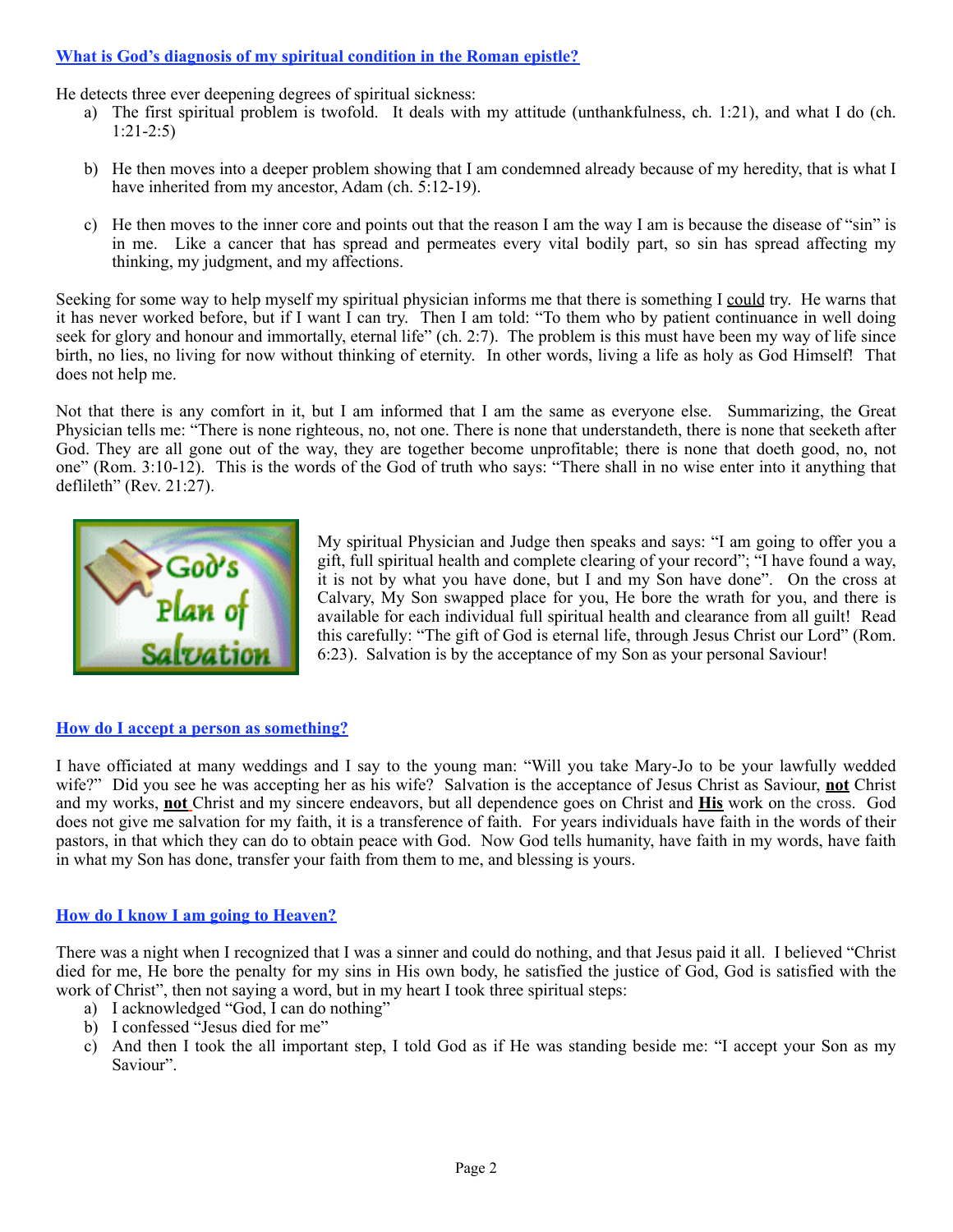[What is God's diagnosis of my spiritual condition in the Roman epistle?]

He detects three ever deepening degrees of spiritual sickness:

a) The first spiritual problem is twofold. It deals with my attitude (unthankfulness, ch. 1:21), and what I do (ch. 1:21-2:5)

b) He then moves into a deeper problem showing that I am condemned already because of my heredity, that is what I have inherited from my ancestor, Adam (ch. 5:12-19).

c) He then moves to the inner core and points out that the reason I am the way I am is because the disease of "sin" is in me. Like a cancer that has spread and permeates every vital bodily part, so sin has spread affecting my thinking, my judgment, and my affections.

Seeking for some way to help myself my spiritual physician informs me that there is something I could try. He warns that it has never worked before, but if I want I can try. Then I am told: "To them who by patient continuance in well doing seek for glory and honour and immortally, eternal life" (ch. 2:7). The problem is this must have been my way of life since birth, no lies, no living for now without thinking of eternity. In other words, living a life as holy as God Himself! That does not help me.

Not that there is any comfort in it, but I am informed that I am the same as everyone else. Summarizing, the Great Physician tells me: "There is none righteous, no, not one. There is none that understandeth, there is none that seeketh after God. They are all gone out of the way, they are together become unprofitable; there is none that doeth good, no, not one" (Rom. 3:10-12). This is the words of the God of truth who says: "There shall in no wise enter into it anything that defileth" (Rev. 21:27).

My spiritual Physician and Judge then speaks and says: "I am going to offer you a gift, full spiritual health and complete clearing of your record"; "I have found a way, it is not by what you have done, but I and my Son have done". On the cross at Calvary, My Son swapped place for you, He bore the wrath for you, and there is available for each individual full spiritual health and clearance from all guilt! Read this carefully: "The gift of God is eternal life, through Jesus Christ our Lord" (Rom. 6:23). Salvation is by the acceptance of my Son as your personal Saviour!

[How do I accept a person as something?]

I have officiated at many weddings and I say to the young man: "Will you take Mary-Jo to be your lawfully wedded wife?" Did you see he was accepting her as his wife? Salvation is the acceptance of Jesus Christ as Saviour, **not** Christ and my works, **not** Christ and my sincere endeavors, but all dependence goes on Christ and **His** work on the cross. God does not give me salvation for my faith, it is a transference of faith. For years individuals have faith in the words of their pastors, in that which they can do to obtain peace with God. Now God tells humanity, have faith in my words, have faith in what my Son has done, transfer your faith from them to me, and blessing is yours.

[How do I know I am going to Heaven?]

There was a night when I recognized that I was a sinner and could do nothing, and that Jesus paid it all. I believed "Christ died for me, He bore the penalty for my sins in His own body, he satisfied the justice of God, God is satisfied with the work of Christ", then not saying a word, but in my heart I took three spiritual steps:

a) I acknowledged "God, I can do nothing"
b) I confessed "Jesus died for me"
c) And then I took the all important step, I told God as if He was standing beside me: "I accept your Son as my Saviour".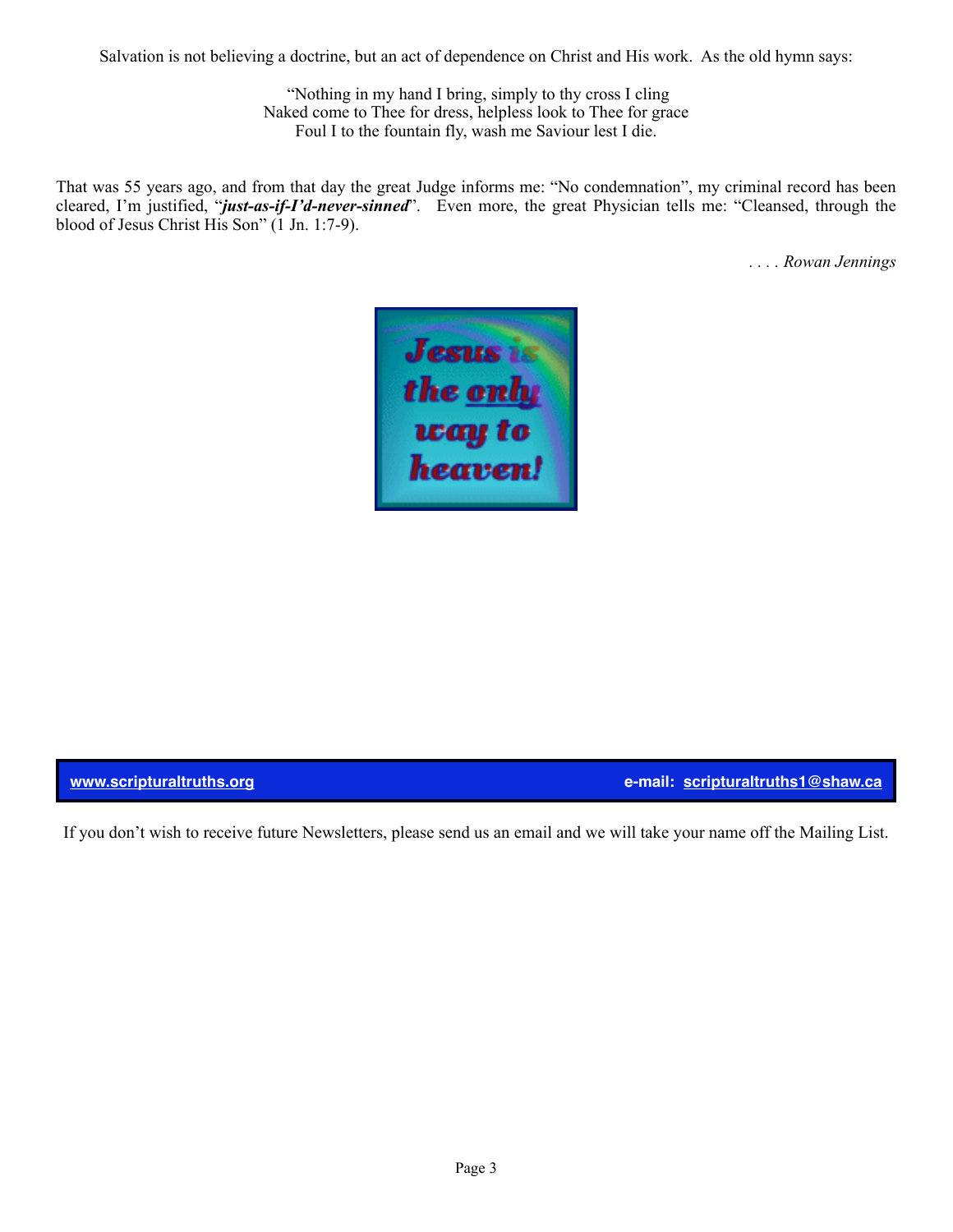Salvation is not believing a doctrine, but an act of dependence on Christ and His work. As the old hymn says:

"Nothing in my hand I bring, simply to thy cross I cling
Naked come to Thee for dress, helpless look to Thee for grace
Foul I to the fountain fly, wash me Saviour lest I die.

That was 55 years ago, and from that day the great Judge informs me: "No condemnation", my criminal record has been cleared, I'm justified, "***just-as-if-I'd-never-sinned***". Even more, the great Physician tells me: "Cleansed, through the blood of Jesus Christ His Son" (1 Jn. 1:7-9).

. . . . *Rowan Jennings*

Jesus is the only way to heaven!

**www.scripturaltruths.org** **e-mail: scripturaltruths1@shaw.ca**

If you don't wish to receive future Newsletters, please send us an email and we will take your name off the Mailing List.